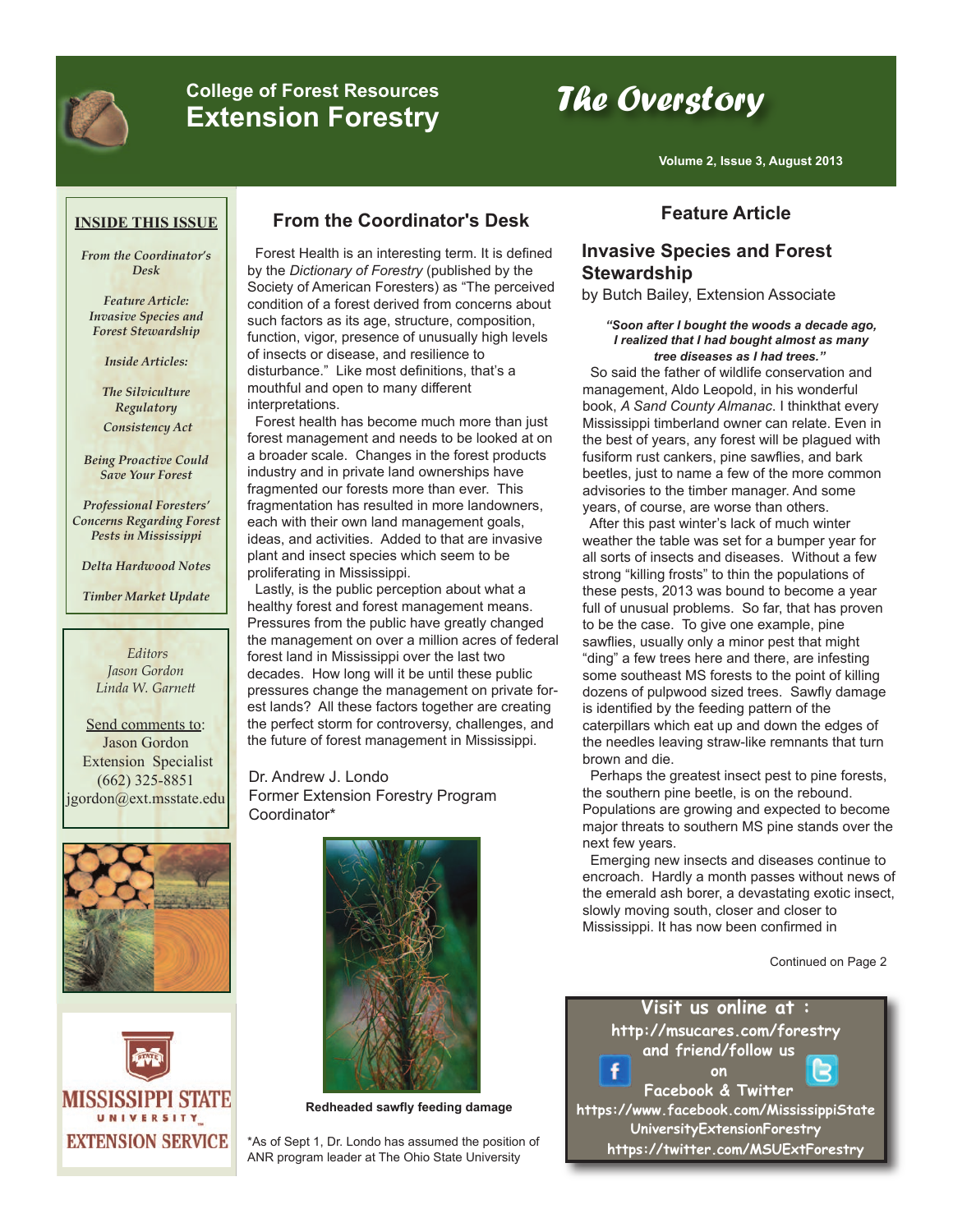# College of Forest Resources
# Extension Forestry

# The Overstory

Volume 2, Issue 3, August 2013

**INSIDE THIS ISSUE**

*From the Coordinator's Desk*

*Feature Article: Invasive Species and Forest Stewardship*

*Inside Articles:*

*The Silviculture Regulatory Consistency Act*

*Being Proactive Could Save Your Forest*

*Professional Foresters' Concerns Regarding Forest Pests in Mississippi*

*Delta Hardwood Notes*

*Timber Market Update*

*Editors*
*Jason Gordon*
*Linda W. Garnett*

Send comments to:
Jason Gordon
Extension Specialist
(662) 325-8851
jgordon@ext.msstate.edu

MISSISSIPPI STATE UNIVERSITY
EXTENSION SERVICE

## From the Coordinator's Desk

Forest Health is an interesting term. It is defined by the *Dictionary of Forestry* (published by the Society of American Foresters) as "The perceived condition of a forest derived from concerns about such factors as its age, structure, composition, function, vigor, presence of unusually high levels of insects or disease, and resilience to disturbance." Like most definitions, that's a mouthful and open to many different interpretations.

Forest health has become much more than just forest management and needs to be looked at on a broader scale. Changes in the forest products industry and in private land ownerships have fragmented our forests more than ever. This fragmentation has resulted in more landowners, each with their own land management goals, ideas, and activities. Added to that are invasive plant and insect species which seem to be proliferating in Mississippi.

Lastly, is the public perception about what a healthy forest and forest management means. Pressures from the public have greatly changed the management on over a million acres of federal forest land in Mississippi over the last two decades. How long will it be until these public pressures change the management on private forest lands? All these factors together are creating the perfect storm for controversy, challenges, and the future of forest management in Mississippi.

Dr. Andrew J. Londo
Former Extension Forestry Program Coordinator*

**Redheaded sawfly feeding damage**

*As of Sept 1, Dr. Londo has assumed the position of ANR program leader at The Ohio State University

## Feature Article

### Invasive Species and Forest Stewardship

by Butch Bailey, Extension Associate

***"Soon after I bought the woods a decade ago, I realized that I had bought almost as many tree diseases as I had trees."***

So said the father of wildlife conservation and management, Aldo Leopold, in his wonderful book, *A Sand County Almanac*. I thinkthat every Mississippi timberland owner can relate. Even in the best of years, any forest will be plagued with fusiform rust cankers, pine sawflies, and bark beetles, just to name a few of the more common advisories to the timber manager. And some years, of course, are worse than others.

After this past winter's lack of much winter weather the table was set for a bumper year for all sorts of insects and diseases. Without a few strong "killing frosts" to thin the populations of these pests, 2013 was bound to become a year full of unusual problems. So far, that has proven to be the case. To give one example, pine sawflies, usually only a minor pest that might "ding" a few trees here and there, are infesting some southeast MS forests to the point of killing dozens of pulpwood sized trees. Sawfly damage is identified by the feeding pattern of the caterpillars which eat up and down the edges of the needles leaving straw-like remnants that turn brown and die.

Perhaps the greatest insect pest to pine forests, the southern pine beetle, is on the rebound. Populations are growing and expected to become major threats to southern MS pine stands over the next few years.

Emerging new insects and diseases continue to encroach. Hardly a month passes without news of the emerald ash borer, a devastating exotic insect, slowly moving south, closer and closer to Mississippi. It has now been confirmed in

Continued on Page 2

**Visit us online at :**
**http://msucares.com/forestry**
**and friend/follow us on Facebook & Twitter**
**https://www.facebook.com/MississippiStateUniversityExtensionForestry**
**https://twitter.com/MSUExtForestry**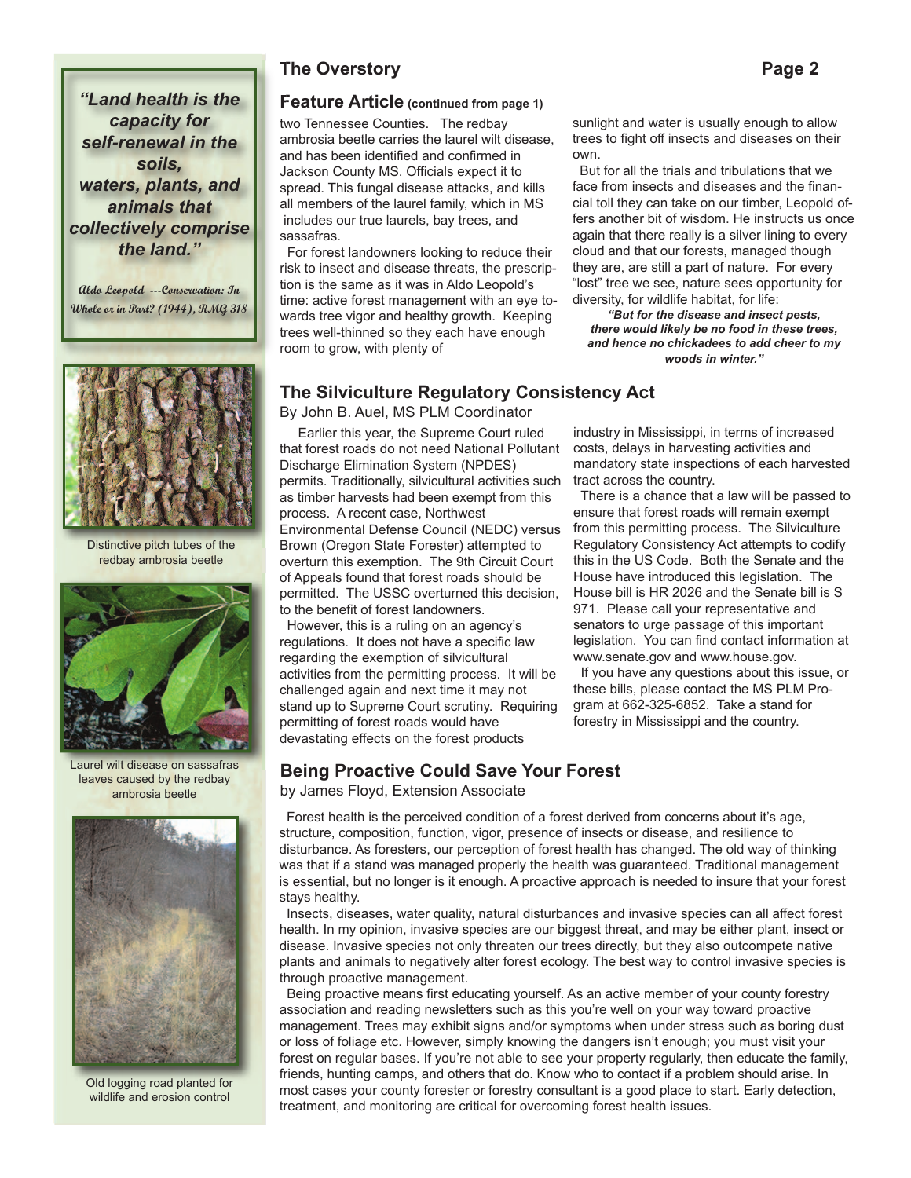> ***"Land health is the capacity for self-renewal in the soils, waters, plants, and animals that collectively comprise the land."***
>
> *Aldo Leopold ---Conservation: In Whole or in Part? (1944), RMG 318*

Distinctive pitch tubes of the redbay ambrosia beetle

Laurel wilt disease on sassafras leaves caused by the redbay ambrosia beetle

Old logging road planted for wildlife and erosion control

## Feature Article (continued from page 1)

two Tennessee Counties. The redbay ambrosia beetle carries the laurel wilt disease, and has been identified and confirmed in Jackson County MS. Officials expect it to spread. This fungal disease attacks, and kills all members of the laurel family, which in MS includes our true laurels, bay trees, and sassafras.

For forest landowners looking to reduce their risk to insect and disease threats, the prescription is the same as it was in Aldo Leopold's time: active forest management with an eye towards tree vigor and healthy growth. Keeping trees well-thinned so they each have enough room to grow, with plenty of sunlight and water is usually enough to allow trees to fight off insects and diseases on their own.

But for all the trials and tribulations that we face from insects and diseases and the financial toll they can take on our timber, Leopold offers another bit of wisdom. He instructs us once again that there really is a silver lining to every cloud and that our forests, managed though they are, are still a part of nature. For every "lost" tree we see, nature sees opportunity for diversity, for wildlife habitat, for life:

***"But for the disease and insect pests, there would likely be no food in these trees, and hence no chickadees to add cheer to my woods in winter."***

## The Silviculture Regulatory Consistency Act

By John B. Auel, MS PLM Coordinator

Earlier this year, the Supreme Court ruled that forest roads do not need National Pollutant Discharge Elimination System (NPDES) permits. Traditionally, silvicultural activities such as timber harvests had been exempt from this process. A recent case, Northwest Environmental Defense Council (NEDC) versus Brown (Oregon State Forester) attempted to overturn this exemption. The 9th Circuit Court of Appeals found that forest roads should be permitted. The USSC overturned this decision, to the benefit of forest landowners.

However, this is a ruling on an agency's regulations. It does not have a specific law regarding the exemption of silvicultural activities from the permitting process. It will be challenged again and next time it may not stand up to Supreme Court scrutiny. Requiring permitting of forest roads would have devastating effects on the forest products industry in Mississippi, in terms of increased costs, delays in harvesting activities and mandatory state inspections of each harvested tract across the country.

There is a chance that a law will be passed to ensure that forest roads will remain exempt from this permitting process. The Silviculture Regulatory Consistency Act attempts to codify this in the US Code. Both the Senate and the House have introduced this legislation. The House bill is HR 2026 and the Senate bill is S 971. Please call your representative and senators to urge passage of this important legislation. You can find contact information at www.senate.gov and www.house.gov.

If you have any questions about this issue, or these bills, please contact the MS PLM Program at 662-325-6852. Take a stand for forestry in Mississippi and the country.

## Being Proactive Could Save Your Forest

by James Floyd, Extension Associate

Forest health is the perceived condition of a forest derived from concerns about it's age, structure, composition, function, vigor, presence of insects or disease, and resilience to disturbance. As foresters, our perception of forest health has changed. The old way of thinking was that if a stand was managed properly the health was guaranteed. Traditional management is essential, but no longer is it enough. A proactive approach is needed to insure that your forest stays healthy.

Insects, diseases, water quality, natural disturbances and invasive species can all affect forest health. In my opinion, invasive species are our biggest threat, and may be either plant, insect or disease. Invasive species not only threaten our trees directly, but they also outcompete native plants and animals to negatively alter forest ecology. The best way to control invasive species is through proactive management.

Being proactive means first educating yourself. As an active member of your county forestry association and reading newsletters such as this you're well on your way toward proactive management. Trees may exhibit signs and/or symptoms when under stress such as boring dust or loss of foliage etc. However, simply knowing the dangers isn't enough; you must visit your forest on regular bases. If you're not able to see your property regularly, then educate the family, friends, hunting camps, and others that do. Know who to contact if a problem should arise. In most cases your county forester or forestry consultant is a good place to start. Early detection, treatment, and monitoring are critical for overcoming forest health issues.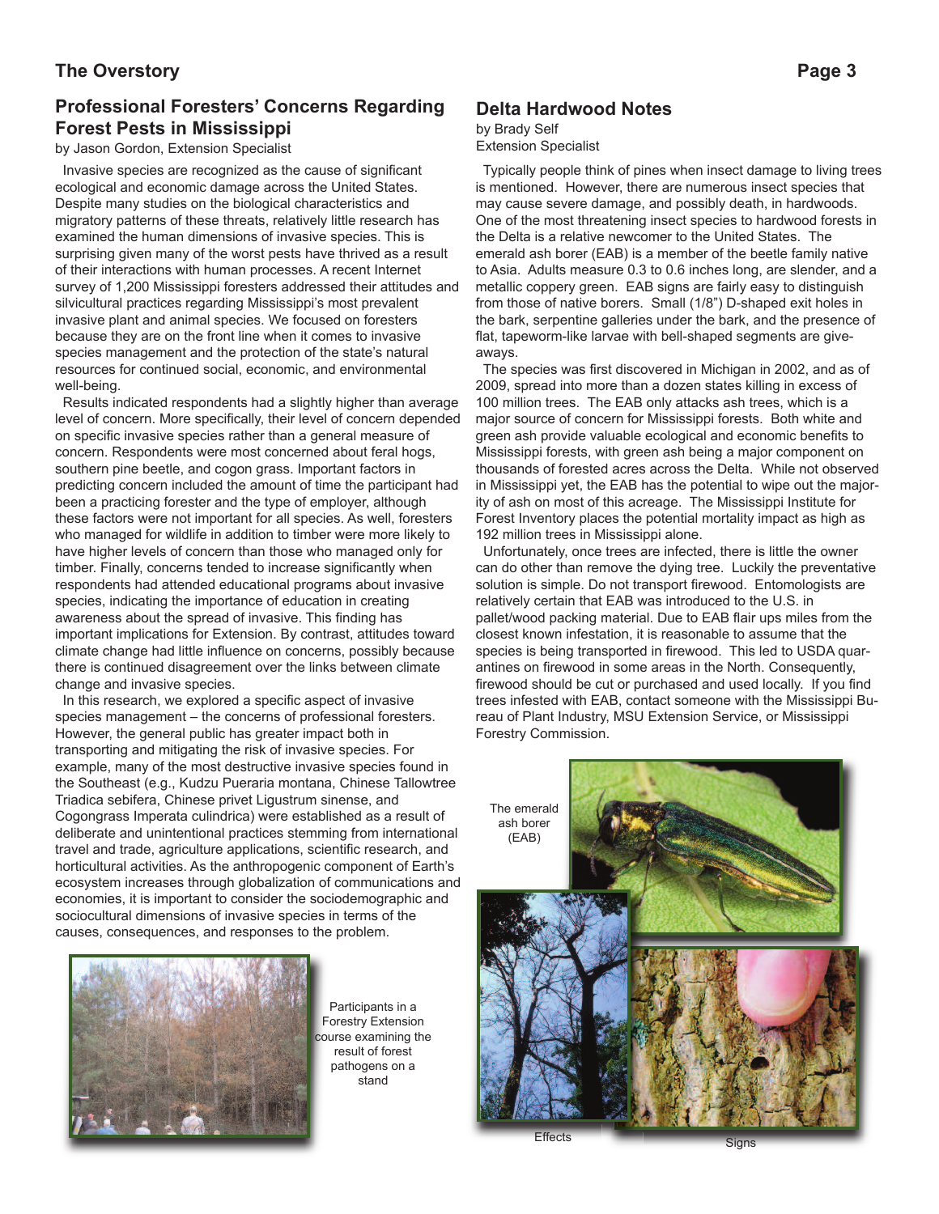## Professional Foresters' Concerns Regarding Forest Pests in Mississippi

by Jason Gordon, Extension Specialist

Invasive species are recognized as the cause of significant ecological and economic damage across the United States. Despite many studies on the biological characteristics and migratory patterns of these threats, relatively little research has examined the human dimensions of invasive species. This is surprising given many of the worst pests have thrived as a result of their interactions with human processes. A recent Internet survey of 1,200 Mississippi foresters addressed their attitudes and silvicultural practices regarding Mississippi's most prevalent invasive plant and animal species. We focused on foresters because they are on the front line when it comes to invasive species management and the protection of the state's natural resources for continued social, economic, and environmental well-being.

Results indicated respondents had a slightly higher than average level of concern. More specifically, their level of concern depended on specific invasive species rather than a general measure of concern. Respondents were most concerned about feral hogs, southern pine beetle, and cogon grass. Important factors in predicting concern included the amount of time the participant had been a practicing forester and the type of employer, although these factors were not important for all species. As well, foresters who managed for wildlife in addition to timber were more likely to have higher levels of concern than those who managed only for timber. Finally, concerns tended to increase significantly when respondents had attended educational programs about invasive species, indicating the importance of education in creating awareness about the spread of invasive. This finding has important implications for Extension. By contrast, attitudes toward climate change had little influence on concerns, possibly because there is continued disagreement over the links between climate change and invasive species.

In this research, we explored a specific aspect of invasive species management – the concerns of professional foresters. However, the general public has greater impact both in transporting and mitigating the risk of invasive species. For example, many of the most destructive invasive species found in the Southeast (e.g., Kudzu Pueraria montana, Chinese Tallowtree Triadica sebifera, Chinese privet Ligustrum sinense, and Cogongrass Imperata culindrica) were established as a result of deliberate and unintentional practices stemming from international travel and trade, agriculture applications, scientific research, and horticultural activities. As the anthropogenic component of Earth's ecosystem increases through globalization of communications and economies, it is important to consider the sociodemographic and sociocultural dimensions of invasive species in terms of the causes, consequences, and responses to the problem.

Participants in a Forestry Extension course examining the result of forest pathogens on a stand

## Delta Hardwood Notes

by Brady Self
Extension Specialist

Typically people think of pines when insect damage to living trees is mentioned. However, there are numerous insect species that may cause severe damage, and possibly death, in hardwoods. One of the most threatening insect species to hardwood forests in the Delta is a relative newcomer to the United States. The emerald ash borer (EAB) is a member of the beetle family native to Asia. Adults measure 0.3 to 0.6 inches long, are slender, and a metallic coppery green. EAB signs are fairly easy to distinguish from those of native borers. Small (1/8") D-shaped exit holes in the bark, serpentine galleries under the bark, and the presence of flat, tapeworm-like larvae with bell-shaped segments are give-aways.

The species was first discovered in Michigan in 2002, and as of 2009, spread into more than a dozen states killing in excess of 100 million trees. The EAB only attacks ash trees, which is a major source of concern for Mississippi forests. Both white and green ash provide valuable ecological and economic benefits to Mississippi forests, with green ash being a major component on thousands of forested acres across the Delta. While not observed in Mississippi yet, the EAB has the potential to wipe out the majority of ash on most of this acreage. The Mississippi Institute for Forest Inventory places the potential mortality impact as high as 192 million trees in Mississippi alone.

Unfortunately, once trees are infected, there is little the owner can do other than remove the dying tree. Luckily the preventative solution is simple. Do not transport firewood. Entomologists are relatively certain that EAB was introduced to the U.S. in pallet/wood packing material. Due to EAB flair ups miles from the closest known infestation, it is reasonable to assume that the species is being transported in firewood. This led to USDA quarantines on firewood in some areas in the North. Consequently, firewood should be cut or purchased and used locally. If you find trees infested with EAB, contact someone with the Mississippi Bureau of Plant Industry, MSU Extension Service, or Mississippi Forestry Commission.

The emerald ash borer (EAB)

Effects

Signs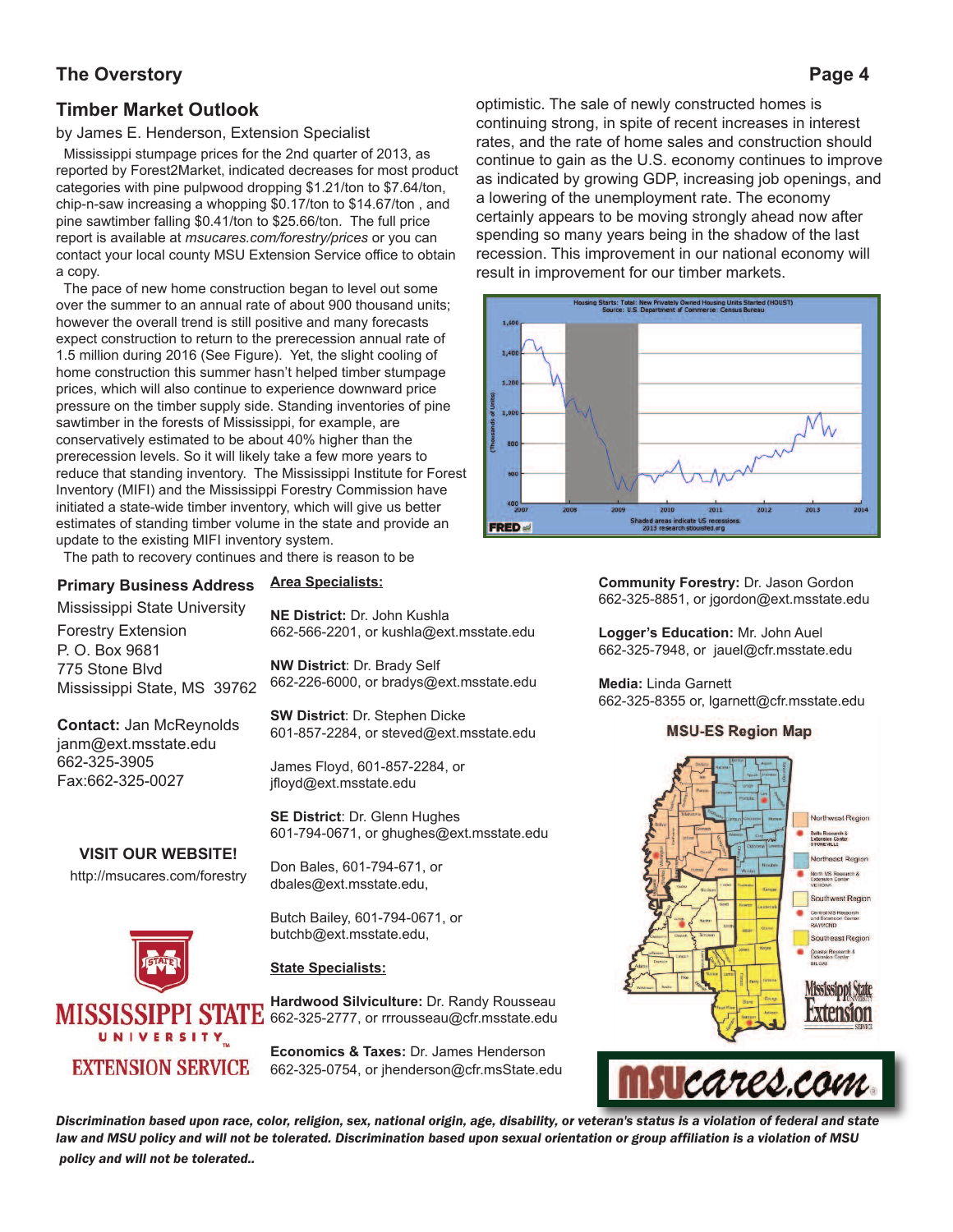## Timber Market Outlook

by James E. Henderson, Extension Specialist

Mississippi stumpage prices for the 2nd quarter of 2013, as reported by Forest2Market, indicated decreases for most product categories with pine pulpwood dropping $1.21/ton to $7.64/ton, chip-n-saw increasing a whopping $0.17/ton to $14.67/ton , and pine sawtimber falling $0.41/ton to $25.66/ton. The full price report is available at *msucares.com/forestry/prices* or you can contact your local county MSU Extension Service office to obtain a copy.

The pace of new home construction began to level out some over the summer to an annual rate of about 900 thousand units; however the overall trend is still positive and many forecasts expect construction to return to the prerecession annual rate of 1.5 million during 2016 (See Figure). Yet, the slight cooling of home construction this summer hasn't helped timber stumpage prices, which will also continue to experience downward price pressure on the timber supply side. Standing inventories of pine sawtimber in the forests of Mississippi, for example, are conservatively estimated to be about 40% higher than the prerecession levels. So it will likely take a few more years to reduce that standing inventory. The Mississippi Institute for Forest Inventory (MIFI) and the Mississippi Forestry Commission have initiated a state-wide timber inventory, which will give us better estimates of standing timber volume in the state and provide an update to the existing MIFI inventory system.

The path to recovery continues and there is reason to be optimistic. The sale of newly constructed homes is continuing strong, in spite of recent increases in interest rates, and the rate of home sales and construction should continue to gain as the U.S. economy continues to improve as indicated by growing GDP, increasing job openings, and a lowering of the unemployment rate. The economy certainly appears to be moving strongly ahead now after spending so many years being in the shadow of the last recession. This improvement in our national economy will result in improvement for our timber markets.

Housing Starts: Total: New Privately Owned Housing Units Started (HOUST)
Source: U.S. Department of Commerce: Census Bureau

(Thousands of Units)

Shaded areas indicate US recessions.
2013 research.stlouisfed.org

FRED

**Primary Business Address**
Mississippi State University
Forestry Extension
P. O. Box 9681
775 Stone Blvd
Mississippi State, MS 39762

**Contact:** Jan McReynolds
janm@ext.msstate.edu
662-325-3905
Fax:662-325-0027

**VISIT OUR WEBSITE!**
http://msucares.com/forestry

MISSISSIPPI STATE UNIVERSITY EXTENSION SERVICE

**Area Specialists:**

**NE District:** Dr. John Kushla
662-566-2201, or kushla@ext.msstate.edu

**NW District**: Dr. Brady Self
662-226-6000, or bradys@ext.msstate.edu

**SW District**: Dr. Stephen Dicke
601-857-2284, or steved@ext.msstate.edu

James Floyd, 601-857-2284, or
jfloyd@ext.msstate.edu

**SE District**: Dr. Glenn Hughes
601-794-0671, or ghughes@ext.msstate.edu

Don Bales, 601-794-671, or
dbales@ext.msstate.edu,

Butch Bailey, 601-794-0671, or
butchb@ext.msstate.edu,

**State Specialists:**

**Hardwood Silviculture:** Dr. Randy Rousseau
662-325-2777, or rrrousseau@cfr.msstate.edu

**Economics & Taxes:** Dr. James Henderson
662-325-0754, or jhenderson@cfr.msState.edu

**Community Forestry:** Dr. Jason Gordon
662-325-8851, or jgordon@ext.msstate.edu

**Logger's Education:** Mr. John Auel
662-325-7948, or jauel@cfr.msstate.edu

**Media:** Linda Garnett
662-325-8355 or, lgarnett@cfr.msstate.edu

**MSU-ES Region Map**

Northwest Region
Northeast Region
Southwest Region
Southeast Region

msucares.com

***Discrimination based upon race, color, religion, sex, national origin, age, disability, or veteran's status is a violation of federal and state law and MSU policy and will not be tolerated. Discrimination based upon sexual orientation or group affiliation is a violation of MSU policy and will not be tolerated..***